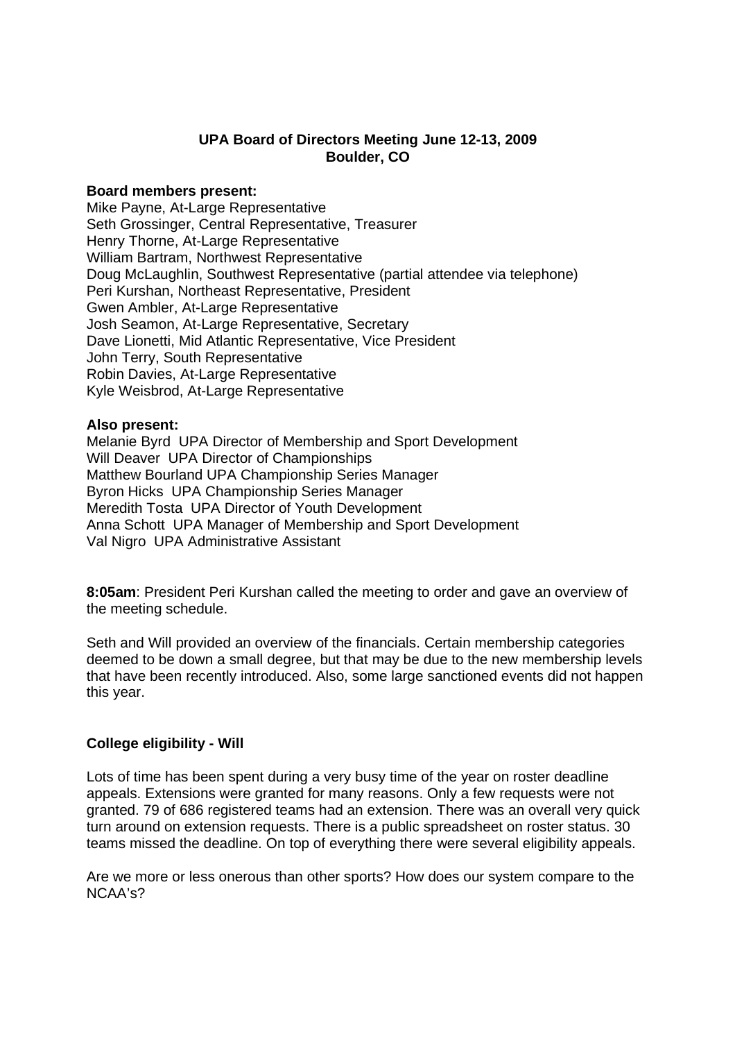**UPA Board of Directors Meeting June 12-13, 2009**
**Boulder, CO**

**Board members present:**
Mike Payne, At-Large Representative
Seth Grossinger, Central Representative, Treasurer
Henry Thorne, At-Large Representative
William Bartram, Northwest Representative
Doug McLaughlin, Southwest Representative (partial attendee via telephone)
Peri Kurshan, Northeast Representative, President
Gwen Ambler, At-Large Representative
Josh Seamon, At-Large Representative, Secretary
Dave Lionetti, Mid Atlantic Representative, Vice President
John Terry, South Representative
Robin Davies, At-Large Representative
Kyle Weisbrod, At-Large Representative

**Also present:**
Melanie Byrd UPA Director of Membership and Sport Development
Will Deaver UPA Director of Championships
Matthew Bourland UPA Championship Series Manager
Byron Hicks UPA Championship Series Manager
Meredith Tosta UPA Director of Youth Development
Anna Schott UPA Manager of Membership and Sport Development
Val Nigro UPA Administrative Assistant

**8:05am**: President Peri Kurshan called the meeting to order and gave an overview of the meeting schedule.

Seth and Will provided an overview of the financials. Certain membership categories deemed to be down a small degree, but that may be due to the new membership levels that have been recently introduced. Also, some large sanctioned events did not happen this year.

**College eligibility - Will**

Lots of time has been spent during a very busy time of the year on roster deadline appeals. Extensions were granted for many reasons. Only a few requests were not granted. 79 of 686 registered teams had an extension. There was an overall very quick turn around on extension requests. There is a public spreadsheet on roster status. 30 teams missed the deadline. On top of everything there were several eligibility appeals.

Are we more or less onerous than other sports? How does our system compare to the NCAA's?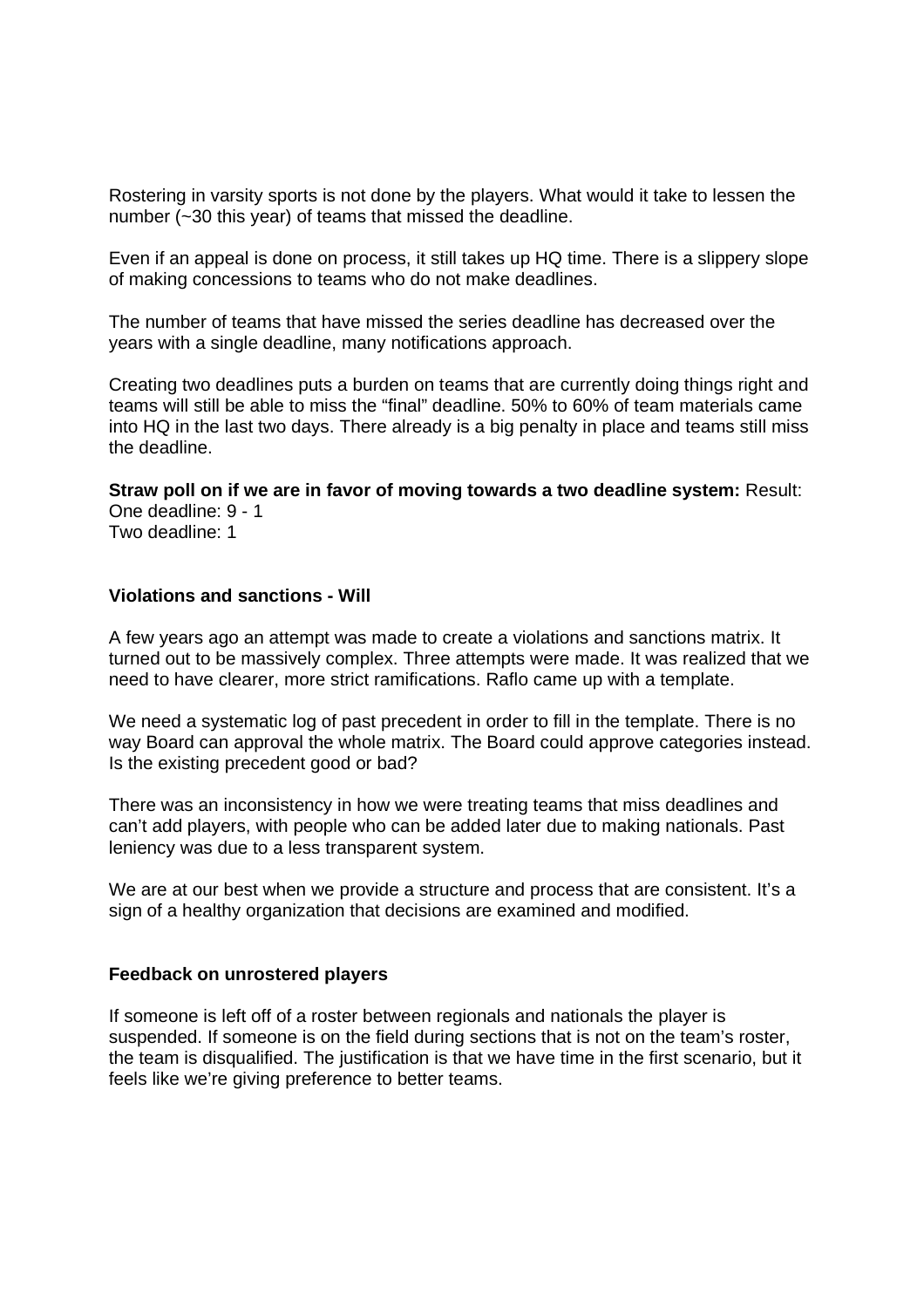Rostering in varsity sports is not done by the players. What would it take to lessen the number (~30 this year) of teams that missed the deadline.

Even if an appeal is done on process, it still takes up HQ time. There is a slippery slope of making concessions to teams who do not make deadlines.

The number of teams that have missed the series deadline has decreased over the years with a single deadline, many notifications approach.

Creating two deadlines puts a burden on teams that are currently doing things right and teams will still be able to miss the "final" deadline. 50% to 60% of team materials came into HQ in the last two days. There already is a big penalty in place and teams still miss the deadline.

**Straw poll on if we are in favor of moving towards a two deadline system:** Result:
One deadline: 9 - 1
Two deadline: 1

**Violations and sanctions - Will**

A few years ago an attempt was made to create a violations and sanctions matrix. It turned out to be massively complex. Three attempts were made. It was realized that we need to have clearer, more strict ramifications. Raflo came up with a template.

We need a systematic log of past precedent in order to fill in the template. There is no way Board can approval the whole matrix. The Board could approve categories instead. Is the existing precedent good or bad?

There was an inconsistency in how we were treating teams that miss deadlines and can't add players, with people who can be added later due to making nationals. Past leniency was due to a less transparent system.

We are at our best when we provide a structure and process that are consistent. It's a sign of a healthy organization that decisions are examined and modified.

**Feedback on unrostered players**

If someone is left off of a roster between regionals and nationals the player is suspended. If someone is on the field during sections that is not on the team's roster, the team is disqualified. The justification is that we have time in the first scenario, but it feels like we're giving preference to better teams.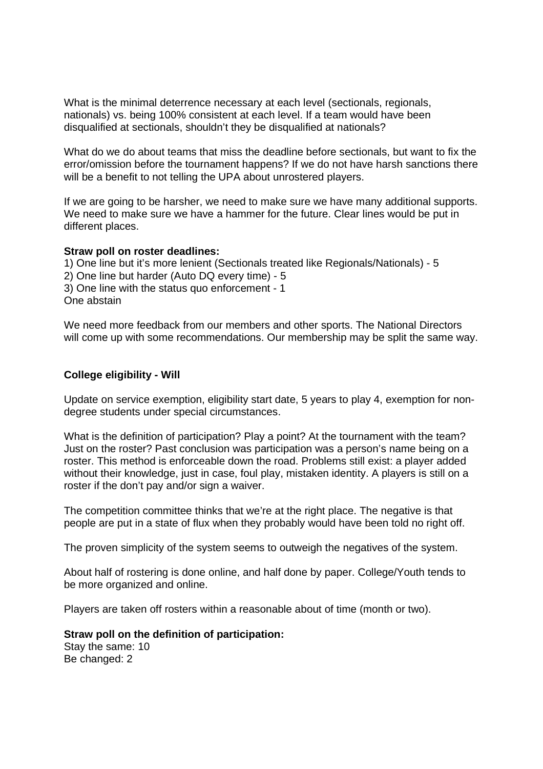What is the minimal deterrence necessary at each level (sectionals, regionals, nationals) vs. being 100% consistent at each level. If a team would have been disqualified at sectionals, shouldn't they be disqualified at nationals?

What do we do about teams that miss the deadline before sectionals, but want to fix the error/omission before the tournament happens? If we do not have harsh sanctions there will be a benefit to not telling the UPA about unrostered players.

If we are going to be harsher, we need to make sure we have many additional supports. We need to make sure we have a hammer for the future. Clear lines would be put in different places.

**Straw poll on roster deadlines:**

1) One line but it's more lenient (Sectionals treated like Regionals/Nationals) - 5
2) One line but harder (Auto DQ every time) - 5
3) One line with the status quo enforcement - 1

One abstain

We need more feedback from our members and other sports. The National Directors will come up with some recommendations. Our membership may be split the same way.

**College eligibility - Will**

Update on service exemption, eligibility start date, 5 years to play 4, exemption for non-degree students under special circumstances.

What is the definition of participation? Play a point? At the tournament with the team? Just on the roster? Past conclusion was participation was a person's name being on a roster. This method is enforceable down the road. Problems still exist: a player added without their knowledge, just in case, foul play, mistaken identity. A players is still on a roster if the don't pay and/or sign a waiver.

The competition committee thinks that we're at the right place. The negative is that people are put in a state of flux when they probably would have been told no right off.

The proven simplicity of the system seems to outweigh the negatives of the system.

About half of rostering is done online, and half done by paper. College/Youth tends to be more organized and online.

Players are taken off rosters within a reasonable about of time (month or two).

**Straw poll on the definition of participation:**

Stay the same: 10
Be changed: 2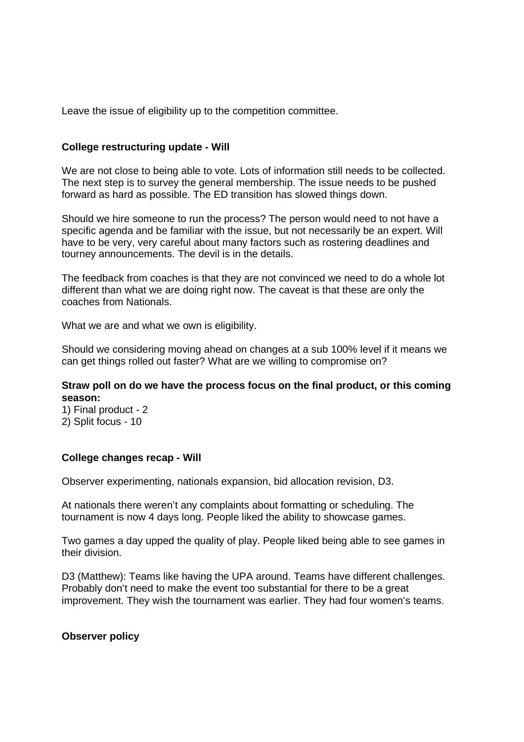Leave the issue of eligibility up to the competition committee.

**College restructuring update - Will**

We are not close to being able to vote. Lots of information still needs to be collected. The next step is to survey the general membership. The issue needs to be pushed forward as hard as possible. The ED transition has slowed things down.

Should we hire someone to run the process? The person would need to not have a specific agenda and be familiar with the issue, but not necessarily be an expert. Will have to be very, very careful about many factors such as rostering deadlines and tourney announcements. The devil is in the details.

The feedback from coaches is that they are not convinced we need to do a whole lot different than what we are doing right now. The caveat is that these are only the coaches from Nationals.

What we are and what we own is eligibility.

Should we considering moving ahead on changes at a sub 100% level if it means we can get things rolled out faster? What are we willing to compromise on?

**Straw poll on do we have the process focus on the final product, or this coming season:**

1) Final product - 2
2) Split focus - 10

**College changes recap - Will**

Observer experimenting, nationals expansion, bid allocation revision, D3.

At nationals there weren't any complaints about formatting or scheduling. The tournament is now 4 days long. People liked the ability to showcase games.

Two games a day upped the quality of play. People liked being able to see games in their division.

D3 (Matthew): Teams like having the UPA around. Teams have different challenges. Probably don't need to make the event too substantial for there to be a great improvement. They wish the tournament was earlier. They had four women's teams.

**Observer policy**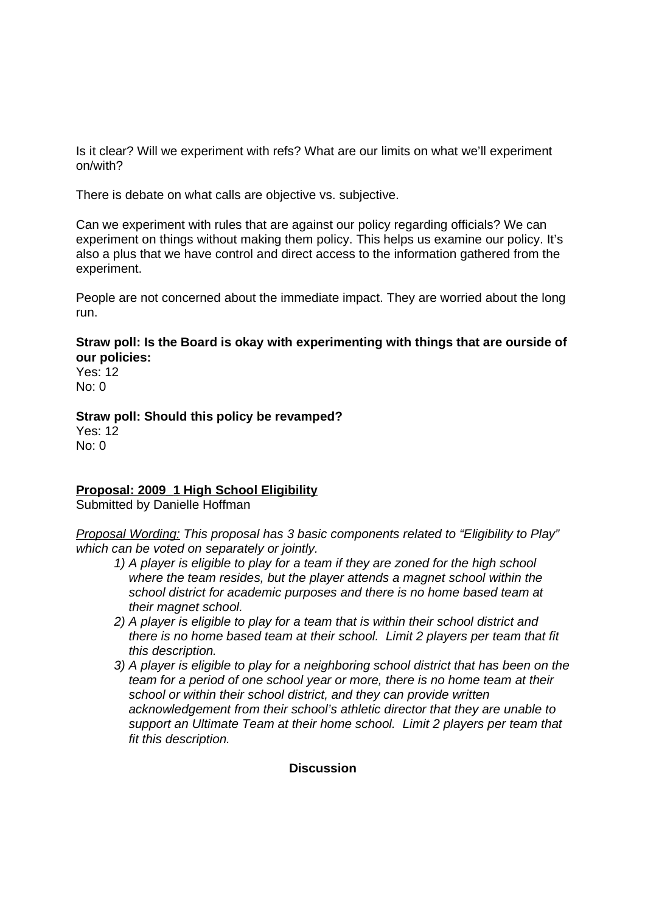Is it clear? Will we experiment with refs? What are our limits on what we'll experiment on/with?

There is debate on what calls are objective vs. subjective.

Can we experiment with rules that are against our policy regarding officials? We can experiment on things without making them policy. This helps us examine our policy. It's also a plus that we have control and direct access to the information gathered from the experiment.

People are not concerned about the immediate impact. They are worried about the long run.

**Straw poll: Is the Board is okay with experimenting with things that are ourside of our policies:**
Yes: 12
No: 0

**Straw poll: Should this policy be revamped?**
Yes: 12
No: 0

**<u>Proposal: 2009_1 High School Eligibility</u>**
Submitted by Danielle Hoffman

<u>Proposal Wording:</u> *This proposal has 3 basic components related to "Eligibility to Play" which can be voted on separately or jointly.*

1) *A player is eligible to play for a team if they are zoned for the high school where the team resides, but the player attends a magnet school within the school district for academic purposes and there is no home based team at their magnet school.*
2) *A player is eligible to play for a team that is within their school district and there is no home based team at their school. Limit 2 players per team that fit this description.*
3) *A player is eligible to play for a neighboring school district that has been on the team for a period of one school year or more, there is no home team at their school or within their school district, and they can provide written acknowledgement from their school's athletic director that they are unable to support an Ultimate Team at their home school. Limit 2 players per team that fit this description.*

**Discussion**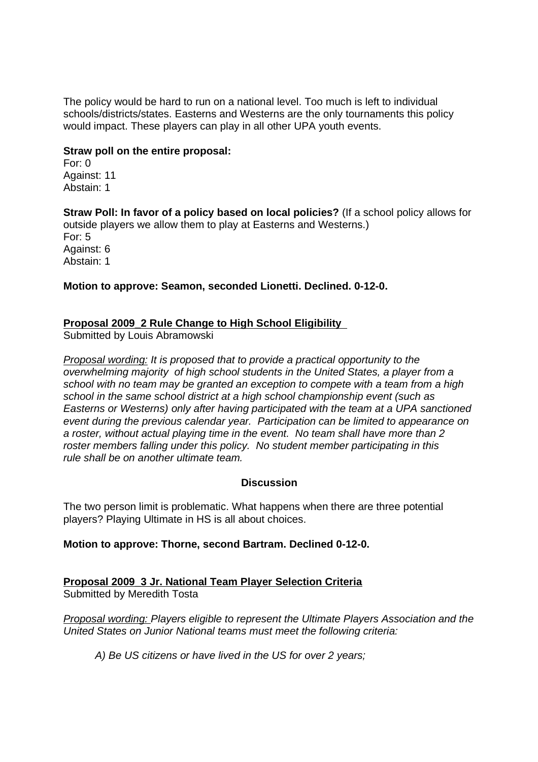The policy would be hard to run on a national level. Too much is left to individual schools/districts/states. Easterns and Westerns are the only tournaments this policy would impact. These players can play in all other UPA youth events.

**Straw poll on the entire proposal:**
For: 0
Against: 11
Abstain: 1

**Straw Poll: In favor of a policy based on local policies?** (If a school policy allows for outside players we allow them to play at Easterns and Westerns.)
For: 5
Against: 6
Abstain: 1

**Motion to approve: Seamon, seconded Lionetti. Declined. 0-12-0.**

**Proposal 2009_2 Rule Change to High School Eligibility**
Submitted by Louis Abramowski

*Proposal wording:* *It is proposed that to provide a practical opportunity to the overwhelming majority of high school students in the United States, a player from a school with no team may be granted an exception to compete with a team from a high school in the same school district at a high school championship event (such as Easterns or Westerns) only after having participated with the team at a UPA sanctioned event during the previous calendar year. Participation can be limited to appearance on a roster, without actual playing time in the event. No team shall have more than 2 roster members falling under this policy. No student member participating in this rule shall be on another ultimate team.*

**Discussion**

The two person limit is problematic. What happens when there are three potential players? Playing Ultimate in HS is all about choices.

**Motion to approve: Thorne, second Bartram. Declined 0-12-0.**

**Proposal 2009_3 Jr. National Team Player Selection Criteria**
Submitted by Meredith Tosta

*Proposal wording:* *Players eligible to represent the Ultimate Players Association and the United States on Junior National teams must meet the following criteria:*

*A) Be US citizens or have lived in the US for over 2 years;*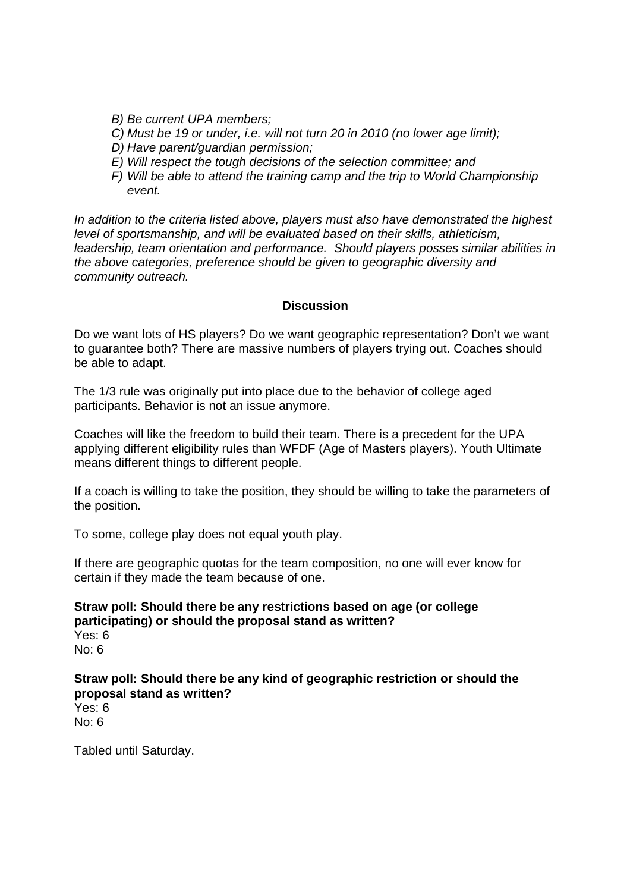*B) Be current UPA members;*
*C) Must be 19 or under, i.e. will not turn 20 in 2010 (no lower age limit);*
*D) Have parent/guardian permission;*
*E) Will respect the tough decisions of the selection committee; and*
*F) Will be able to attend the training camp and the trip to World Championship event.*

*In addition to the criteria listed above, players must also have demonstrated the highest level of sportsmanship, and will be evaluated based on their skills, athleticism, leadership, team orientation and performance. Should players posses similar abilities in the above categories, preference should be given to geographic diversity and community outreach.*

**Discussion**

Do we want lots of HS players? Do we want geographic representation? Don't we want to guarantee both? There are massive numbers of players trying out. Coaches should be able to adapt.

The 1/3 rule was originally put into place due to the behavior of college aged participants. Behavior is not an issue anymore.

Coaches will like the freedom to build their team. There is a precedent for the UPA applying different eligibility rules than WFDF (Age of Masters players). Youth Ultimate means different things to different people.

If a coach is willing to take the position, they should be willing to take the parameters of the position.

To some, college play does not equal youth play.

If there are geographic quotas for the team composition, no one will ever know for certain if they made the team because of one.

**Straw poll: Should there be any restrictions based on age (or college participating) or should the proposal stand as written?**
Yes: 6
No: 6

**Straw poll: Should there be any kind of geographic restriction or should the proposal stand as written?**
Yes: 6
No: 6

Tabled until Saturday.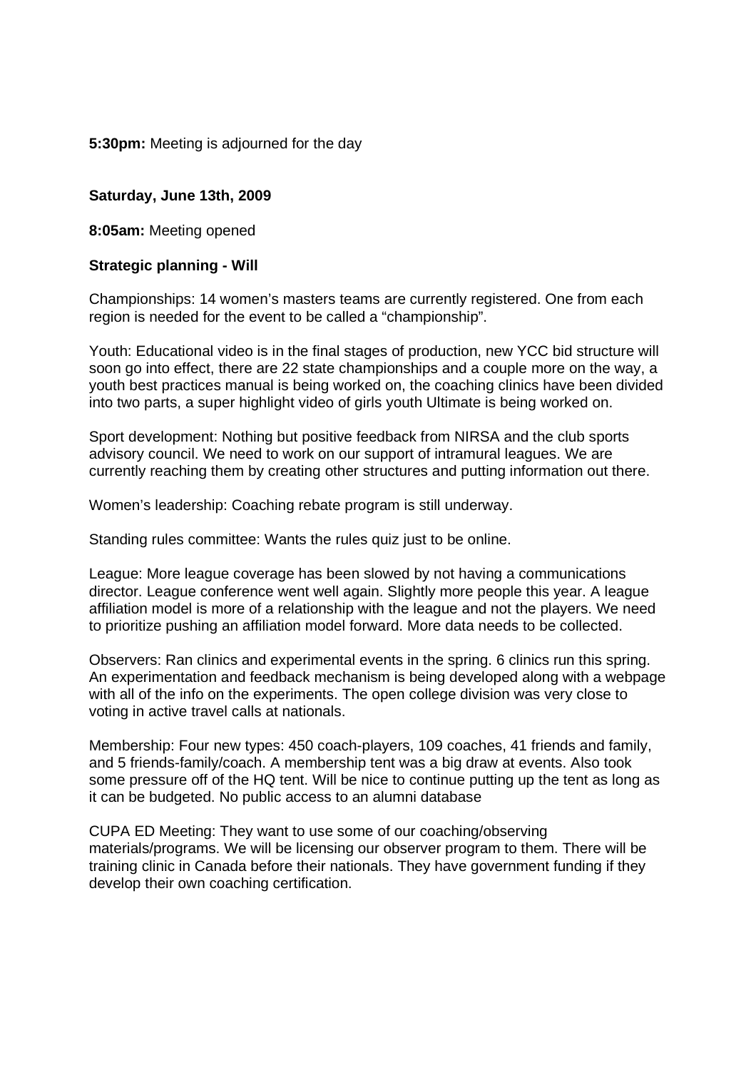**5:30pm:** Meeting is adjourned for the day

**Saturday, June 13th, 2009**

**8:05am:** Meeting opened

**Strategic planning - Will**

Championships: 14 women's masters teams are currently registered. One from each region is needed for the event to be called a "championship".

Youth: Educational video is in the final stages of production, new YCC bid structure will soon go into effect, there are 22 state championships and a couple more on the way, a youth best practices manual is being worked on, the coaching clinics have been divided into two parts, a super highlight video of girls youth Ultimate is being worked on.

Sport development: Nothing but positive feedback from NIRSA and the club sports advisory council. We need to work on our support of intramural leagues. We are currently reaching them by creating other structures and putting information out there.

Women's leadership: Coaching rebate program is still underway.

Standing rules committee: Wants the rules quiz just to be online.

League: More league coverage has been slowed by not having a communications director. League conference went well again. Slightly more people this year. A league affiliation model is more of a relationship with the league and not the players. We need to prioritize pushing an affiliation model forward. More data needs to be collected.

Observers: Ran clinics and experimental events in the spring. 6 clinics run this spring. An experimentation and feedback mechanism is being developed along with a webpage with all of the info on the experiments. The open college division was very close to voting in active travel calls at nationals.

Membership: Four new types: 450 coach-players, 109 coaches, 41 friends and family, and 5 friends-family/coach. A membership tent was a big draw at events. Also took some pressure off of the HQ tent. Will be nice to continue putting up the tent as long as it can be budgeted. No public access to an alumni database

CUPA ED Meeting: They want to use some of our coaching/observing materials/programs. We will be licensing our observer program to them. There will be training clinic in Canada before their nationals. They have government funding if they develop their own coaching certification.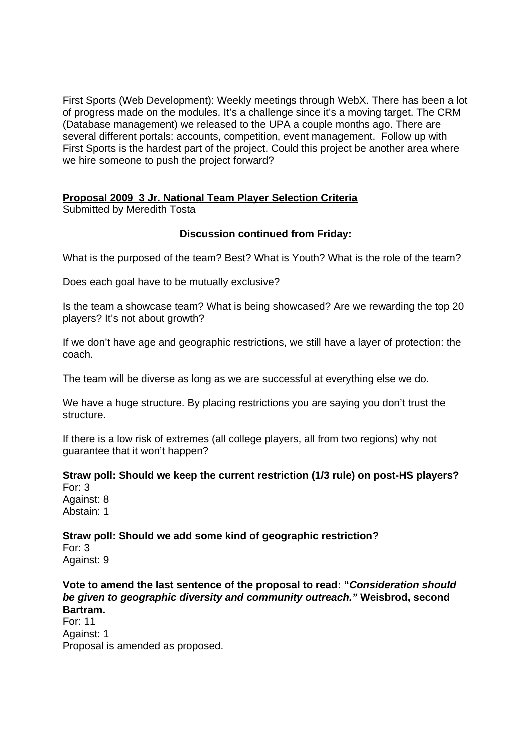First Sports (Web Development): Weekly meetings through WebX. There has been a lot of progress made on the modules. It's a challenge since it's a moving target. The CRM (Database management) we released to the UPA a couple months ago. There are several different portals: accounts, competition, event management. Follow up with First Sports is the hardest part of the project. Could this project be another area where we hire someone to push the project forward?

**Proposal 2009_3 Jr. National Team Player Selection Criteria**
Submitted by Meredith Tosta

**Discussion continued from Friday:**

What is the purposed of the team? Best? What is Youth? What is the role of the team?

Does each goal have to be mutually exclusive?

Is the team a showcase team? What is being showcased? Are we rewarding the top 20 players? It's not about growth?

If we don't have age and geographic restrictions, we still have a layer of protection: the coach.

The team will be diverse as long as we are successful at everything else we do.

We have a huge structure. By placing restrictions you are saying you don't trust the structure.

If there is a low risk of extremes (all college players, all from two regions) why not guarantee that it won't happen?

**Straw poll: Should we keep the current restriction (1/3 rule) on post-HS players?**
For: 3
Against: 8
Abstain: 1

**Straw poll: Should we add some kind of geographic restriction?**
For: 3
Against: 9

**Vote to amend the last sentence of the proposal to read: "*Consideration should be given to geographic diversity and community outreach.*" Weisbrod, second Bartram.**
For: 11
Against: 1
Proposal is amended as proposed.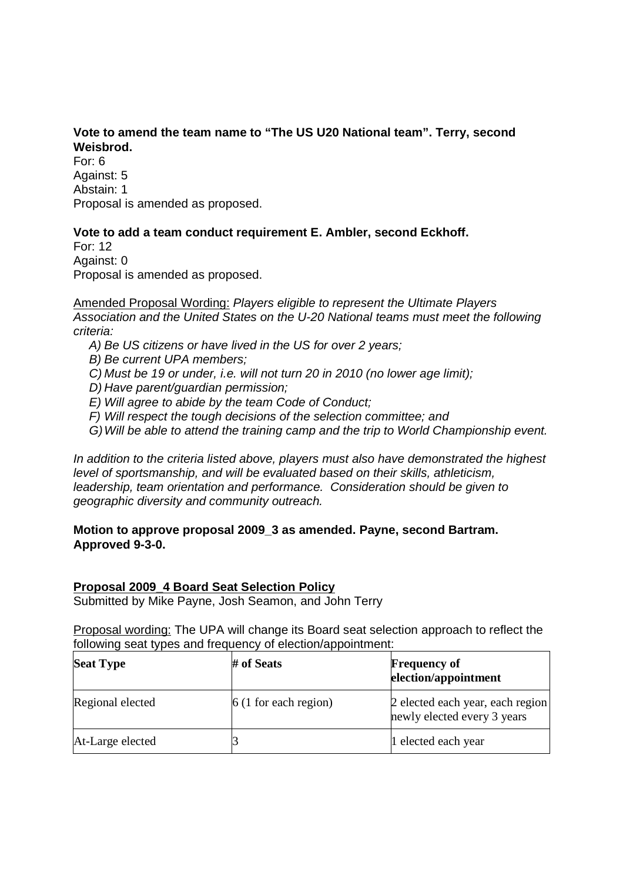**Vote to amend the team name to "The US U20 National team". Terry, second Weisbrod.**
For: 6
Against: 5
Abstain: 1
Proposal is amended as proposed.

**Vote to add a team conduct requirement E. Ambler, second Eckhoff.**
For: 12
Against: 0
Proposal is amended as proposed.

Amended Proposal Wording: *Players eligible to represent the Ultimate Players Association and the United States on the U-20 National teams must meet the following criteria:*

*A) Be US citizens or have lived in the US for over 2 years;*
*B) Be current UPA members;*
*C) Must be 19 or under, i.e. will not turn 20 in 2010 (no lower age limit);*
*D) Have parent/guardian permission;*
*E) Will agree to abide by the team Code of Conduct;*
*F) Will respect the tough decisions of the selection committee; and*
*G) Will be able to attend the training camp and the trip to World Championship event.*

*In addition to the criteria listed above, players must also have demonstrated the highest level of sportsmanship, and will be evaluated based on their skills, athleticism, leadership, team orientation and performance. Consideration should be given to geographic diversity and community outreach.*

**Motion to approve proposal 2009_3 as amended. Payne, second Bartram. Approved 9-3-0.**

**Proposal 2009_4 Board Seat Selection Policy**
Submitted by Mike Payne, Josh Seamon, and John Terry

Proposal wording: The UPA will change its Board seat selection approach to reflect the following seat types and frequency of election/appointment:

| Seat Type | # of Seats | Frequency of election/appointment |
|---|---|---|
| Regional elected | 6 (1 for each region) | 2 elected each year, each region newly elected every 3 years |
| At-Large elected | 3 | 1 elected each year |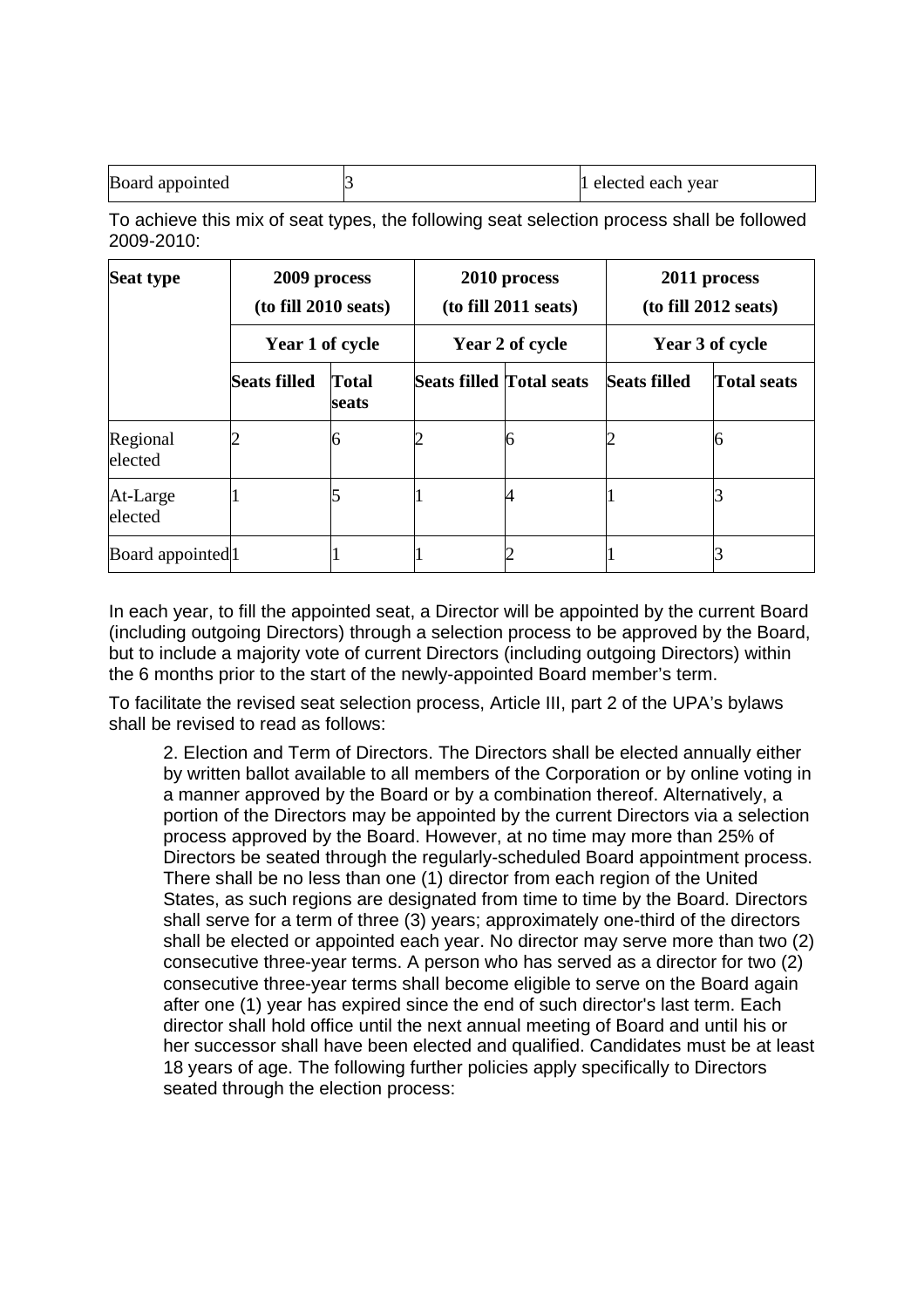| Board appointed | 3 | 1 elected each year |
| --- | --- | --- |

To achieve this mix of seat types, the following seat selection process shall be followed 2009-2010:

| Seat type | 2009 process (to fill 2010 seats) | | 2010 process (to fill 2011 seats) | | 2011 process (to fill 2012 seats) | |
| --- | --- | --- | --- | --- | --- | --- |
| | Year 1 of cycle | | Year 2 of cycle | | Year 3 of cycle | |
| | **Seats filled** | **Total seats** | **Seats filled** | **Total seats** | **Seats filled** | **Total seats** |
| Regional elected | 2 | 6 | 2 | 6 | 2 | 6 |
| At-Large elected | 1 | 5 | 1 | 4 | 1 | 3 |
| Board appointed | 1 | 1 | 1 | 2 | 1 | 3 |

In each year, to fill the appointed seat, a Director will be appointed by the current Board (including outgoing Directors) through a selection process to be approved by the Board, but to include a majority vote of current Directors (including outgoing Directors) within the 6 months prior to the start of the newly-appointed Board member's term.

To facilitate the revised seat selection process, Article III, part 2 of the UPA's bylaws shall be revised to read as follows:

> 2. Election and Term of Directors. The Directors shall be elected annually either by written ballot available to all members of the Corporation or by online voting in a manner approved by the Board or by a combination thereof. Alternatively, a portion of the Directors may be appointed by the current Directors via a selection process approved by the Board. However, at no time may more than 25% of Directors be seated through the regularly-scheduled Board appointment process. There shall be no less than one (1) director from each region of the United States, as such regions are designated from time to time by the Board. Directors shall serve for a term of three (3) years; approximately one-third of the directors shall be elected or appointed each year. No director may serve more than two (2) consecutive three-year terms. A person who has served as a director for two (2) consecutive three-year terms shall become eligible to serve on the Board again after one (1) year has expired since the end of such director's last term. Each director shall hold office until the next annual meeting of Board and until his or her successor shall have been elected and qualified. Candidates must be at least 18 years of age. The following further policies apply specifically to Directors seated through the election process: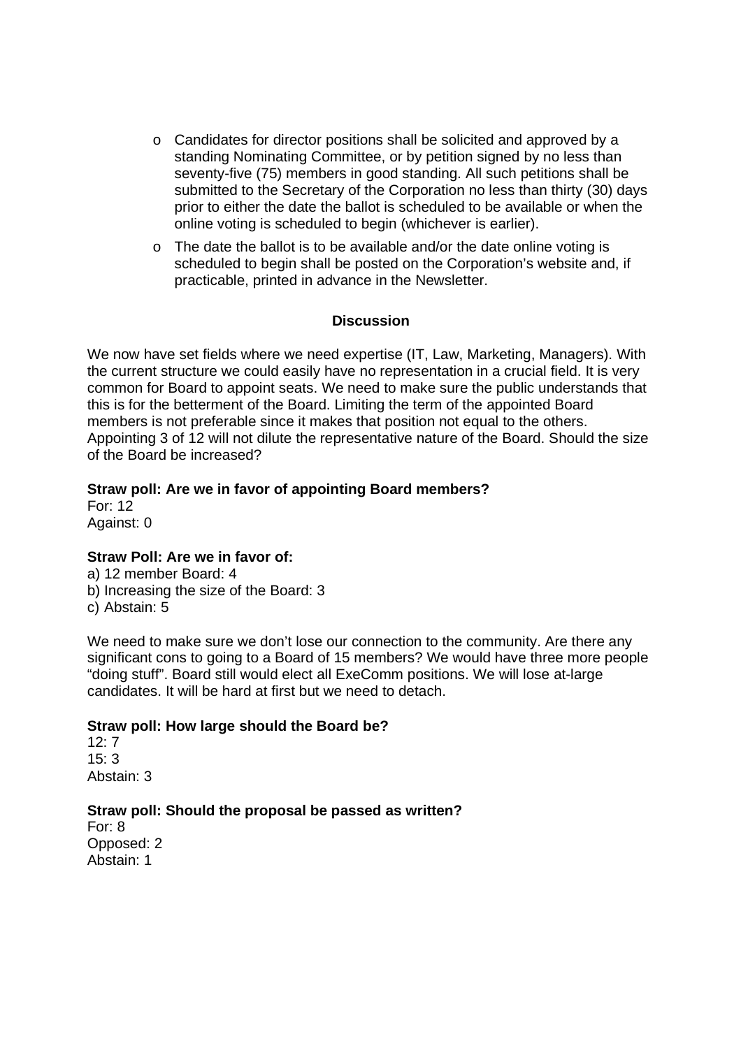- Candidates for director positions shall be solicited and approved by a standing Nominating Committee, or by petition signed by no less than seventy-five (75) members in good standing. All such petitions shall be submitted to the Secretary of the Corporation no less than thirty (30) days prior to either the date the ballot is scheduled to be available or when the online voting is scheduled to begin (whichever is earlier).
- The date the ballot is to be available and/or the date online voting is scheduled to begin shall be posted on the Corporation's website and, if practicable, printed in advance in the Newsletter.

**Discussion**

We now have set fields where we need expertise (IT, Law, Marketing, Managers). With the current structure we could easily have no representation in a crucial field. It is very common for Board to appoint seats. We need to make sure the public understands that this is for the betterment of the Board. Limiting the term of the appointed Board members is not preferable since it makes that position not equal to the others. Appointing 3 of 12 will not dilute the representative nature of the Board. Should the size of the Board be increased?

**Straw poll: Are we in favor of appointing Board members?**
For: 12
Against: 0

**Straw Poll: Are we in favor of:**
a) 12 member Board: 4
b) Increasing the size of the Board: 3
c) Abstain: 5

We need to make sure we don't lose our connection to the community. Are there any significant cons to going to a Board of 15 members? We would have three more people "doing stuff". Board still would elect all ExeComm positions. We will lose at-large candidates. It will be hard at first but we need to detach.

**Straw poll: How large should the Board be?**
12: 7
15: 3
Abstain: 3

**Straw poll: Should the proposal be passed as written?**
For: 8
Opposed: 2
Abstain: 1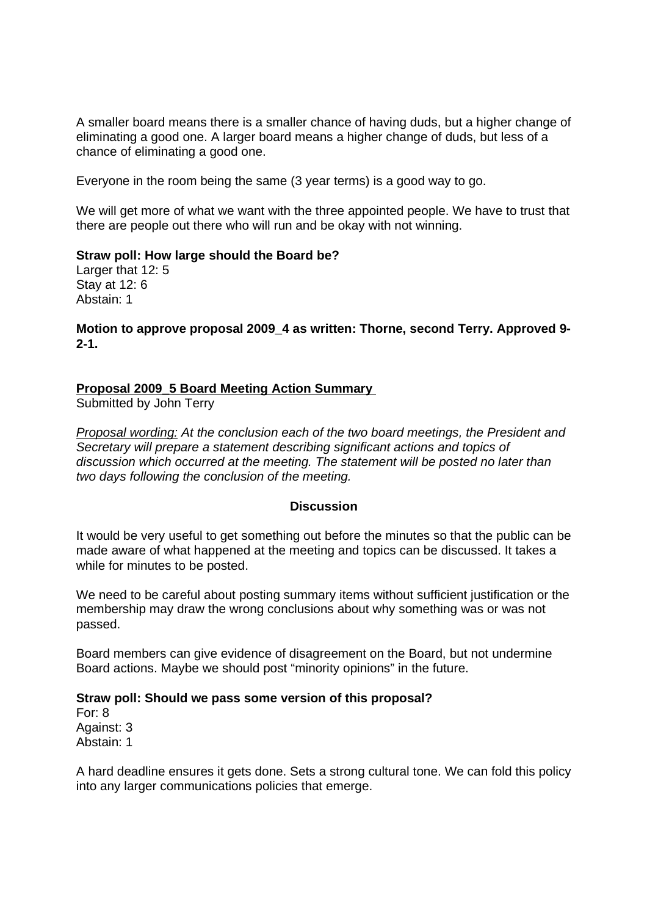A smaller board means there is a smaller chance of having duds, but a higher change of eliminating a good one. A larger board means a higher change of duds, but less of a chance of eliminating a good one.

Everyone in the room being the same (3 year terms) is a good way to go.

We will get more of what we want with the three appointed people. We have to trust that there are people out there who will run and be okay with not winning.

**Straw poll: How large should the Board be?**
Larger that 12: 5
Stay at 12: 6
Abstain: 1

**Motion to approve proposal 2009_4 as written: Thorne, second Terry. Approved 9-2-1.**

**<u>Proposal 2009_5 Board Meeting Action Summary</u>**
Submitted by John Terry

*<u>Proposal wording:</u> At the conclusion each of the two board meetings, the President and Secretary will prepare a statement describing significant actions and topics of discussion which occurred at the meeting. The statement will be posted no later than two days following the conclusion of the meeting.*

**Discussion**

It would be very useful to get something out before the minutes so that the public can be made aware of what happened at the meeting and topics can be discussed. It takes a while for minutes to be posted.

We need to be careful about posting summary items without sufficient justification or the membership may draw the wrong conclusions about why something was or was not passed.

Board members can give evidence of disagreement on the Board, but not undermine Board actions. Maybe we should post "minority opinions" in the future.

**Straw poll: Should we pass some version of this proposal?**
For: 8
Against: 3
Abstain: 1

A hard deadline ensures it gets done. Sets a strong cultural tone. We can fold this policy into any larger communications policies that emerge.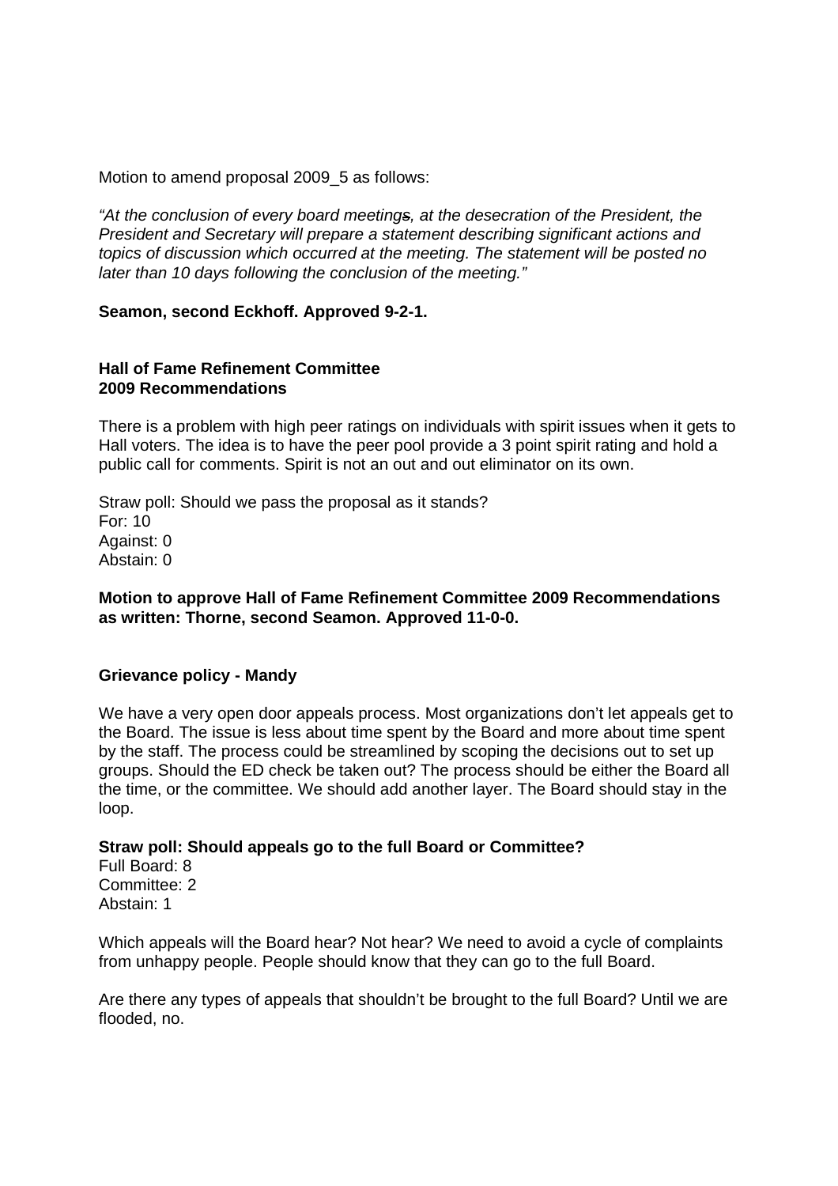Motion to amend proposal 2009_5 as follows:

*"At the conclusion of every board meetings, at the desecration of the President, the President and Secretary will prepare a statement describing significant actions and topics of discussion which occurred at the meeting. The statement will be posted no later than 10 days following the conclusion of the meeting."*

**Seamon, second Eckhoff. Approved 9-2-1.**

**Hall of Fame Refinement Committee**
**2009 Recommendations**

There is a problem with high peer ratings on individuals with spirit issues when it gets to Hall voters. The idea is to have the peer pool provide a 3 point spirit rating and hold a public call for comments. Spirit is not an out and out eliminator on its own.

Straw poll: Should we pass the proposal as it stands?
For: 10
Against: 0
Abstain: 0

**Motion to approve Hall of Fame Refinement Committee 2009 Recommendations as written: Thorne, second Seamon. Approved 11-0-0.**

**Grievance policy - Mandy**

We have a very open door appeals process. Most organizations don't let appeals get to the Board. The issue is less about time spent by the Board and more about time spent by the staff. The process could be streamlined by scoping the decisions out to set up groups. Should the ED check be taken out? The process should be either the Board all the time, or the committee. We should add another layer. The Board should stay in the loop.

**Straw poll: Should appeals go to the full Board or Committee?**
Full Board: 8
Committee: 2
Abstain: 1

Which appeals will the Board hear? Not hear? We need to avoid a cycle of complaints from unhappy people. People should know that they can go to the full Board.

Are there any types of appeals that shouldn't be brought to the full Board? Until we are flooded, no.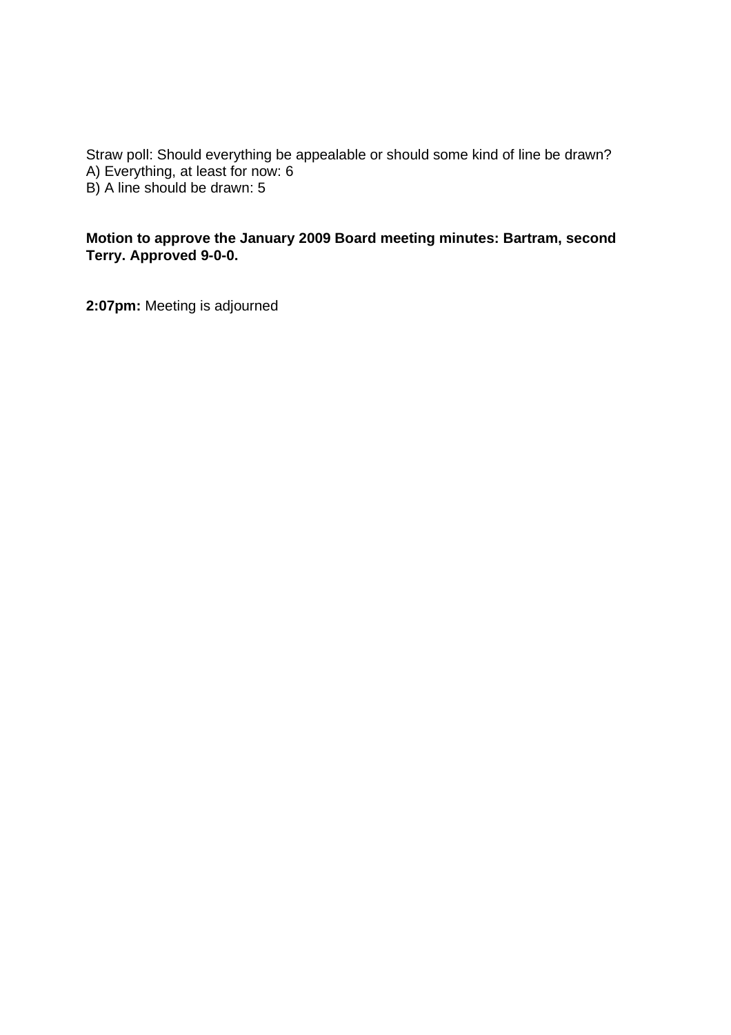Straw poll: Should everything be appealable or should some kind of line be drawn?
A) Everything, at least for now: 6
B) A line should be drawn: 5

**Motion to approve the January 2009 Board meeting minutes: Bartram, second Terry. Approved 9-0-0.**

**2:07pm:** Meeting is adjourned